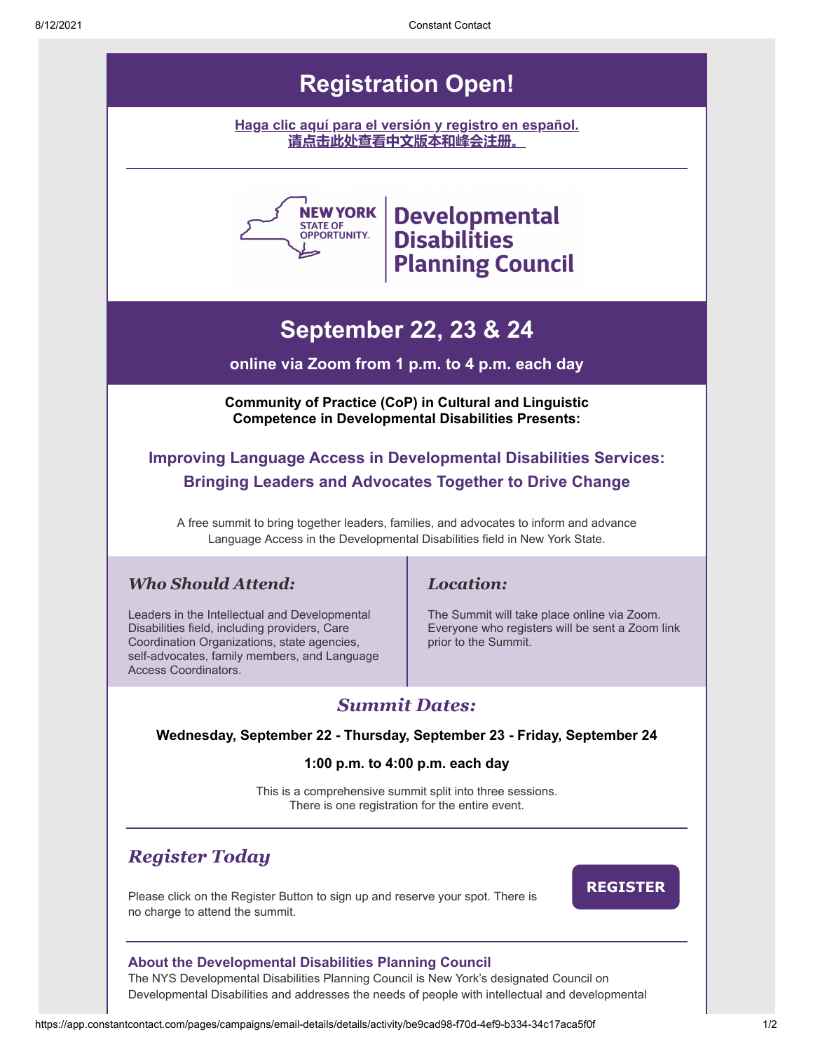# Registration Open!

**Haga clic aquí para el versión y registro en español.**
**请点击此处查看中文版本和峰会注册。**

---

NEW YORK STATE OF OPPORTUNITY. | Developmental Disabilities Planning Council

## September 22, 23 & 24

**online via Zoom from 1 p.m. to 4 p.m. each day**

**Community of Practice (CoP) in Cultural and Linguistic Competence in Developmental Disabilities Presents:**

### Improving Language Access in Developmental Disabilities Services: Bringing Leaders and Advocates Together to Drive Change

A free summit to bring together leaders, families, and advocates to inform and advance Language Access in the Developmental Disabilities field in New York State.

### *Who Should Attend:*

Leaders in the Intellectual and Developmental Disabilities field, including providers, Care Coordination Organizations, state agencies, self-advocates, family members, and Language Access Coordinators.

### *Location:*

The Summit will take place online via Zoom. Everyone who registers will be sent a Zoom link prior to the Summit.

### *Summit Dates:*

**Wednesday, September 22 - Thursday, September 23 - Friday, September 24**

**1:00 p.m. to 4:00 p.m. each day**

This is a comprehensive summit split into three sessions.
There is one registration for the entire event.

---

## *Register Today*

Please click on the Register Button to sign up and reserve your spot. There is no charge to attend the summit.

**REGISTER**

---

**About the Developmental Disabilities Planning Council**

The NYS Developmental Disabilities Planning Council is New York's designated Council on Developmental Disabilities and addresses the needs of people with intellectual and developmental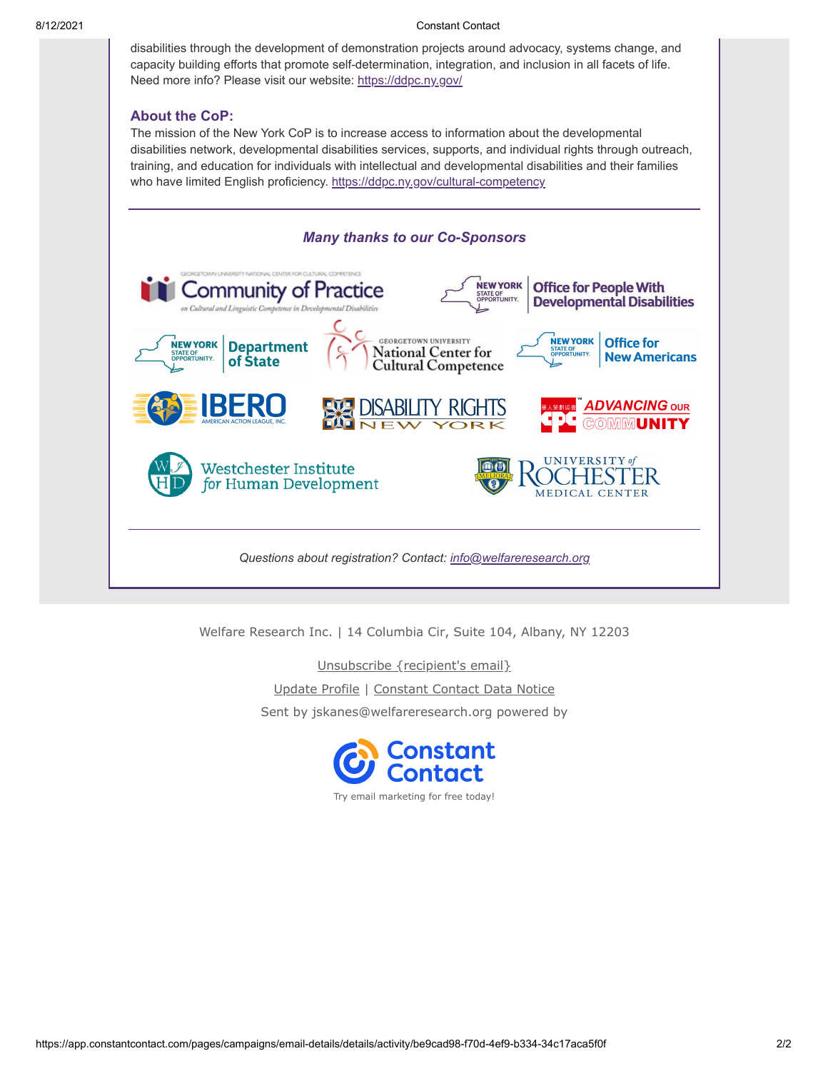disabilities through the development of demonstration projects around advocacy, systems change, and capacity building efforts that promote self-determination, integration, and inclusion in all facets of life. Need more info? Please visit our website: https://ddpc.ny.gov/

### About the CoP:

The mission of the New York CoP is to increase access to information about the developmental disabilities network, developmental disabilities services, supports, and individual rights through outreach, training, and education for individuals with intellectual and developmental disabilities and their families who have limited English proficiency. https://ddpc.ny.gov/cultural-competency

---

***Many thanks to our Co-Sponsors***

Georgetown University National Center for Cultural Competence — Community of Practice on Cultural and Linguistic Competence in Developmental Disabilities

New York State of Opportunity. Office for People With Developmental Disabilities

New York State of Opportunity. Department of State

Georgetown University National Center for Cultural Competence

New York State of Opportunity. Office for New Americans

IBERO American Action League, Inc.

Disability Rights New York

CPC Advancing Our Community

Westchester Institute for Human Development

University of Rochester Medical Center

---

*Questions about registration? Contact: info@welfareresearch.org*

Welfare Research Inc. | 14 Columbia Cir, Suite 104, Albany, NY 12203

Unsubscribe {recipient's email}

Update Profile | Constant Contact Data Notice

Sent by jskanes@welfareresearch.org powered by

Constant Contact

Try email marketing for free today!